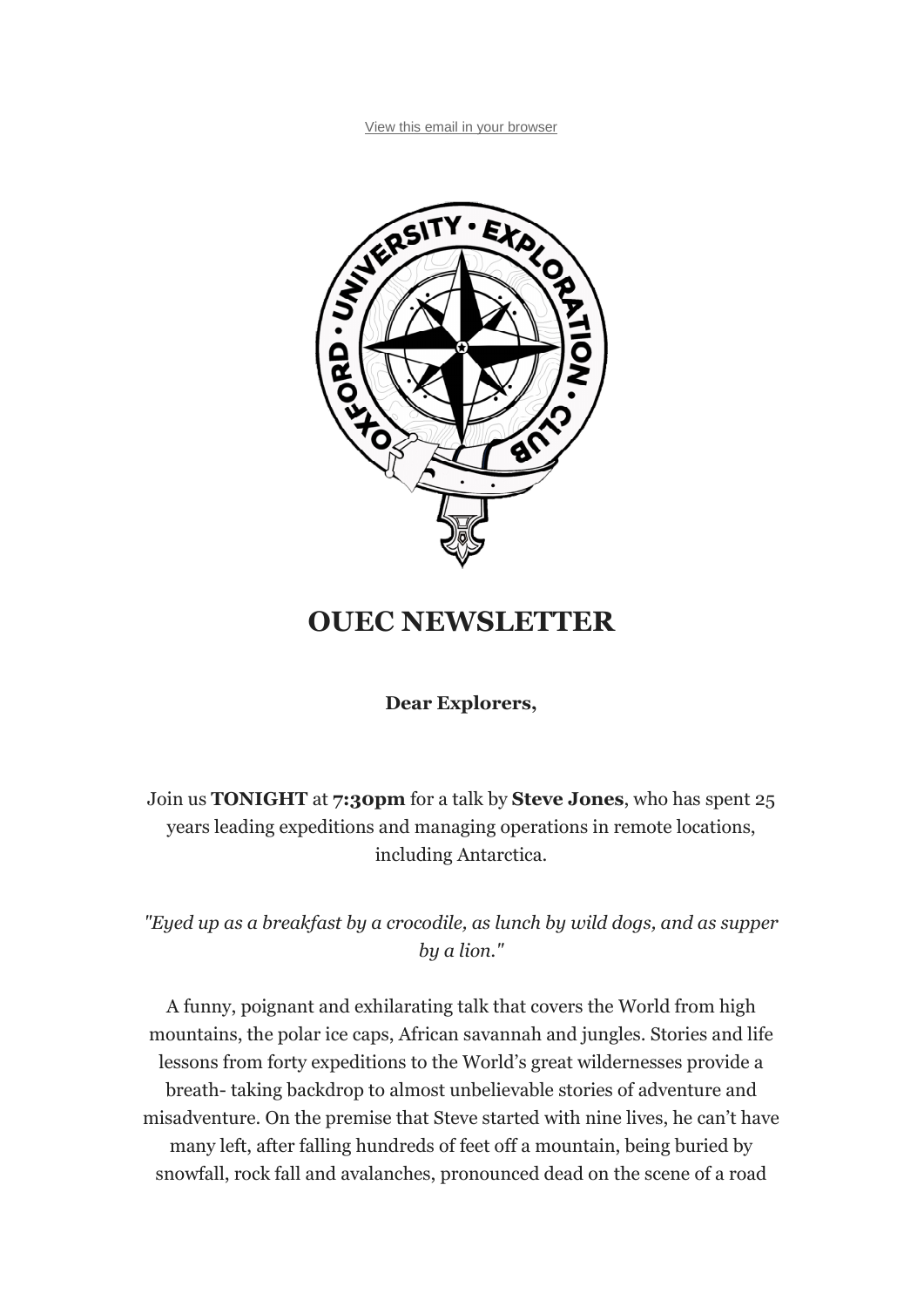View this email in your browser

# OUEC NEWSLETTER

**Dear Explorers,**

Join us **TONIGHT** at **7:30pm** for a talk by **Steve Jones**, who has spent 25 years leading expeditions and managing operations in remote locations, including Antarctica.

*"Eyed up as a breakfast by a crocodile, as lunch by wild dogs, and as supper by a lion."*

A funny, poignant and exhilarating talk that covers the World from high mountains, the polar ice caps, African savannah and jungles. Stories and life lessons from forty expeditions to the World's great wildernesses provide a breath- taking backdrop to almost unbelievable stories of adventure and misadventure. On the premise that Steve started with nine lives, he can't have many left, after falling hundreds of feet off a mountain, being buried by snowfall, rock fall and avalanches, pronounced dead on the scene of a road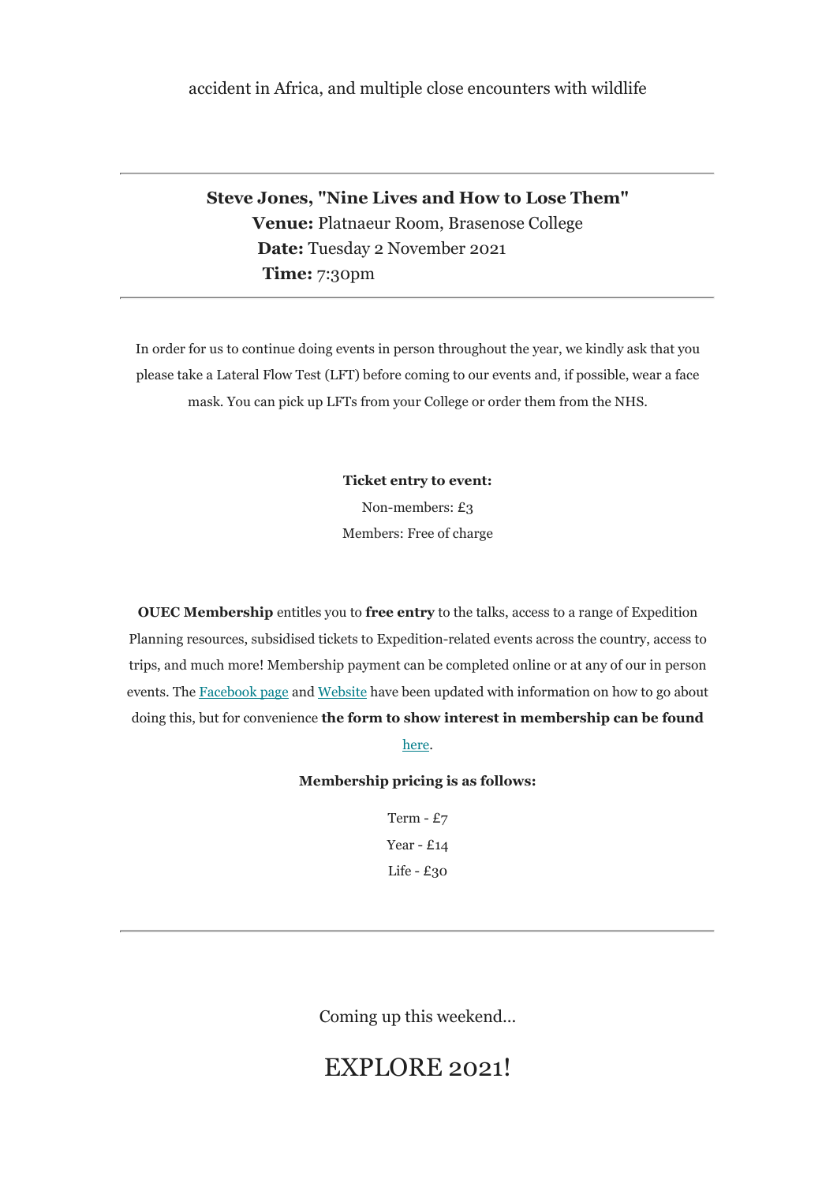accident in Africa, and multiple close encounters with wildlife

---

**Steve Jones, "Nine Lives and How to Lose Them"**
**Venue:** Platnaeur Room, Brasenose College
**Date:** Tuesday 2 November 2021
**Time:** 7:30pm

---

In order for us to continue doing events in person throughout the year, we kindly ask that you please take a Lateral Flow Test (LFT) before coming to our events and, if possible, wear a face mask. You can pick up LFTs from your College or order them from the NHS.

**Ticket entry to event:**

Non-members: £3

Members: Free of charge

**OUEC Membership** entitles you to **free entry** to the talks, access to a range of Expedition Planning resources, subsidised tickets to Expedition-related events across the country, access to trips, and much more! Membership payment can be completed online or at any of our in person events. The Facebook page and Website have been updated with information on how to go about doing this, but for convenience **the form to show interest in membership can be found** here.

**Membership pricing is as follows:**

Term - £7

Year - £14

Life - £30

---

Coming up this weekend...

# EXPLORE 2021!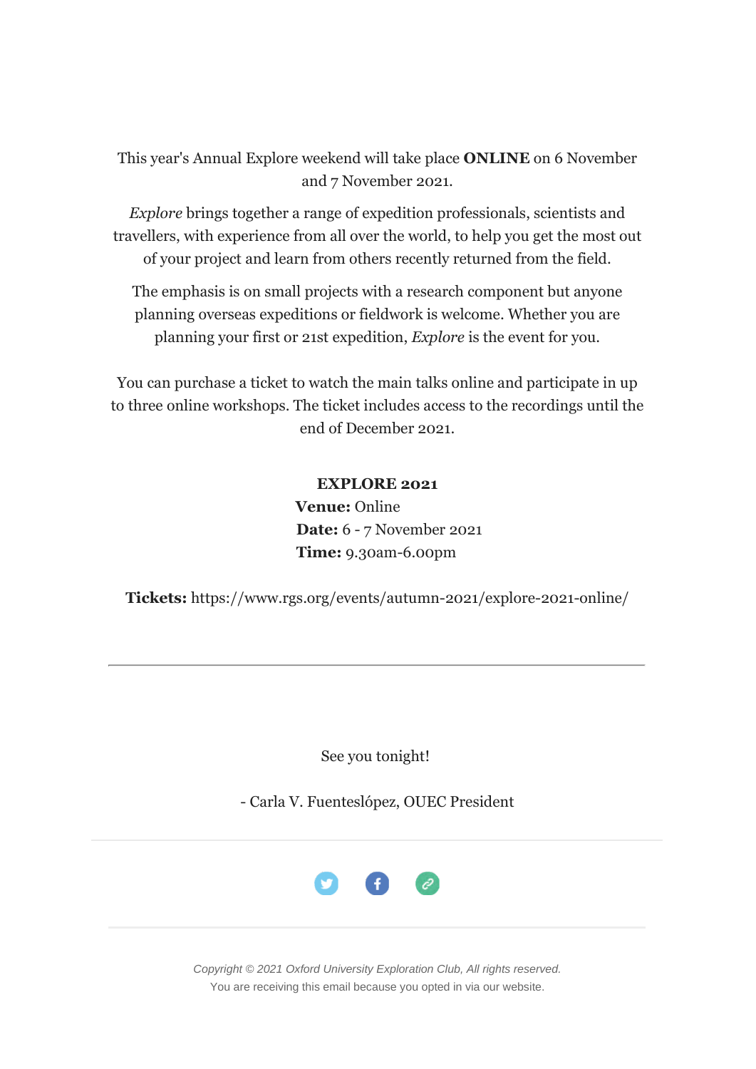This year's Annual Explore weekend will take place **ONLINE** on 6 November and 7 November 2021.

*Explore* brings together a range of expedition professionals, scientists and travellers, with experience from all over the world, to help you get the most out of your project and learn from others recently returned from the field.

The emphasis is on small projects with a research component but anyone planning overseas expeditions or fieldwork is welcome. Whether you are planning your first or 21st expedition, *Explore* is the event for you.

You can purchase a ticket to watch the main talks online and participate in up to three online workshops. The ticket includes access to the recordings until the end of December 2021.

**EXPLORE 2021**
**Venue:** Online
**Date:** 6 - 7 November 2021
**Time:** 9.30am-6.00pm

**Tickets:** https://www.rgs.org/events/autumn-2021/explore-2021-online/

---

See you tonight!

- Carla V. Fuenteslópez, OUEC President

---

*Copyright © 2021 Oxford University Exploration Club, All rights reserved.*
You are receiving this email because you opted in via our website.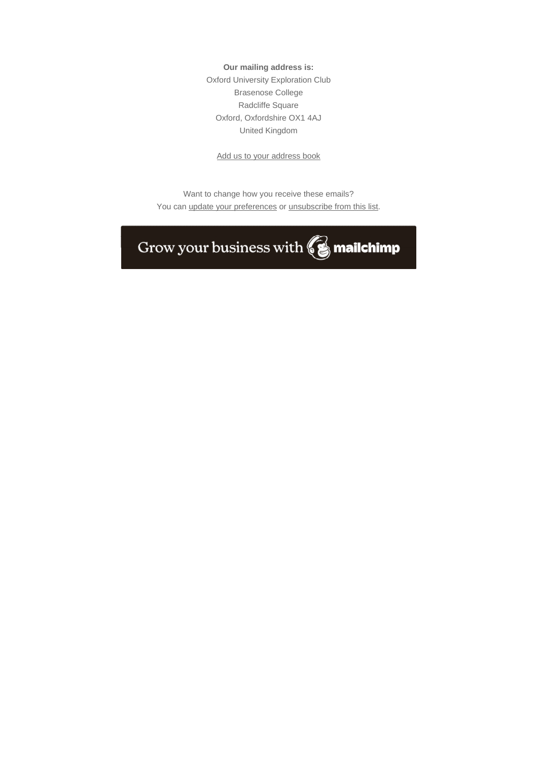**Our mailing address is:**
Oxford University Exploration Club
Brasenose College
Radcliffe Square
Oxford, Oxfordshire OX1 4AJ
United Kingdom

Add us to your address book

Want to change how you receive these emails?
You can update your preferences or unsubscribe from this list.

Grow your business with mailchimp